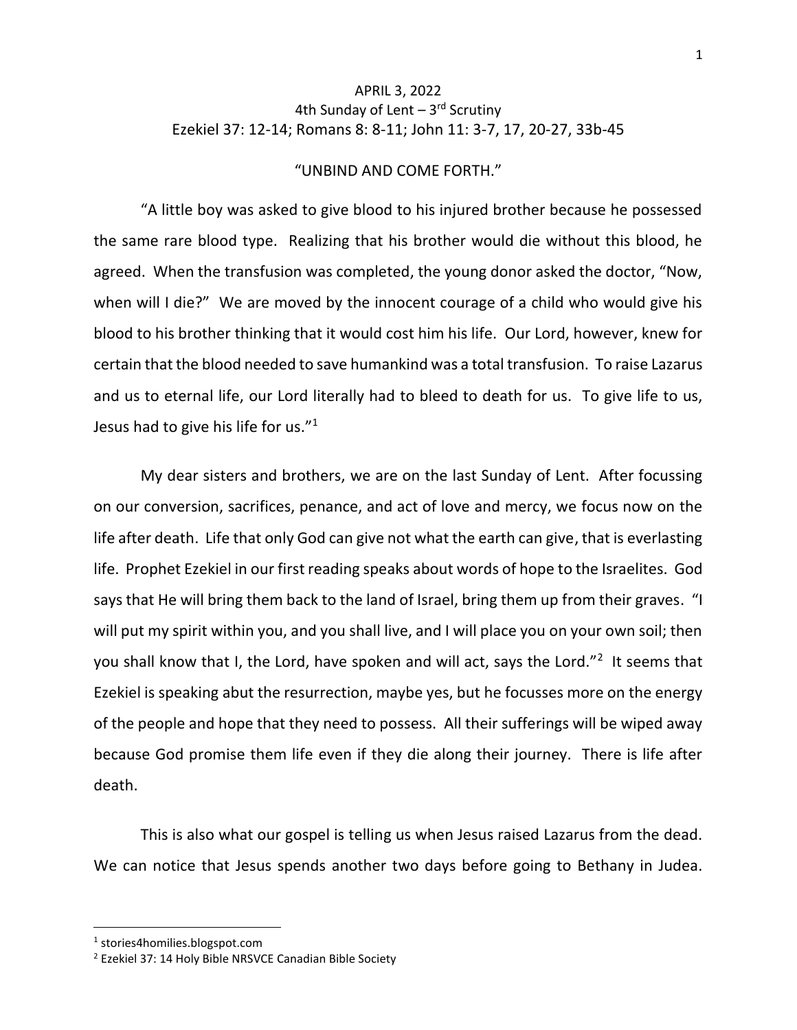APRIL 3, 2022

4th Sunday of Lent – 3rd Scrutiny

Ezekiel 37: 12-14; Romans 8: 8-11; John 11: 3-7, 17, 20-27, 33b-45

## "UNBIND AND COME FORTH."

"A little boy was asked to give blood to his injured brother because he possessed the same rare blood type. Realizing that his brother would die without this blood, he agreed. When the transfusion was completed, the young donor asked the doctor, "Now, when will I die?" We are moved by the innocent courage of a child who would give his blood to his brother thinking that it would cost him his life. Our Lord, however, knew for certain that the blood needed to save humankind was a total transfusion. To raise Lazarus and us to eternal life, our Lord literally had to bleed to death for us. To give life to us, Jesus had to give his life for us."[1]

My dear sisters and brothers, we are on the last Sunday of Lent. After focussing on our conversion, sacrifices, penance, and act of love and mercy, we focus now on the life after death. Life that only God can give not what the earth can give, that is everlasting life. Prophet Ezekiel in our first reading speaks about words of hope to the Israelites. God says that He will bring them back to the land of Israel, bring them up from their graves. "I will put my spirit within you, and you shall live, and I will place you on your own soil; then you shall know that I, the Lord, have spoken and will act, says the Lord."[2] It seems that Ezekiel is speaking abut the resurrection, maybe yes, but he focusses more on the energy of the people and hope that they need to possess. All their sufferings will be wiped away because God promise them life even if they die along their journey. There is life after death.

This is also what our gospel is telling us when Jesus raised Lazarus from the dead. We can notice that Jesus spends another two days before going to Bethany in Judea.

---

[1] stories4homilies.blogspot.com

[2] Ezekiel 37: 14 Holy Bible NRSVCE Canadian Bible Society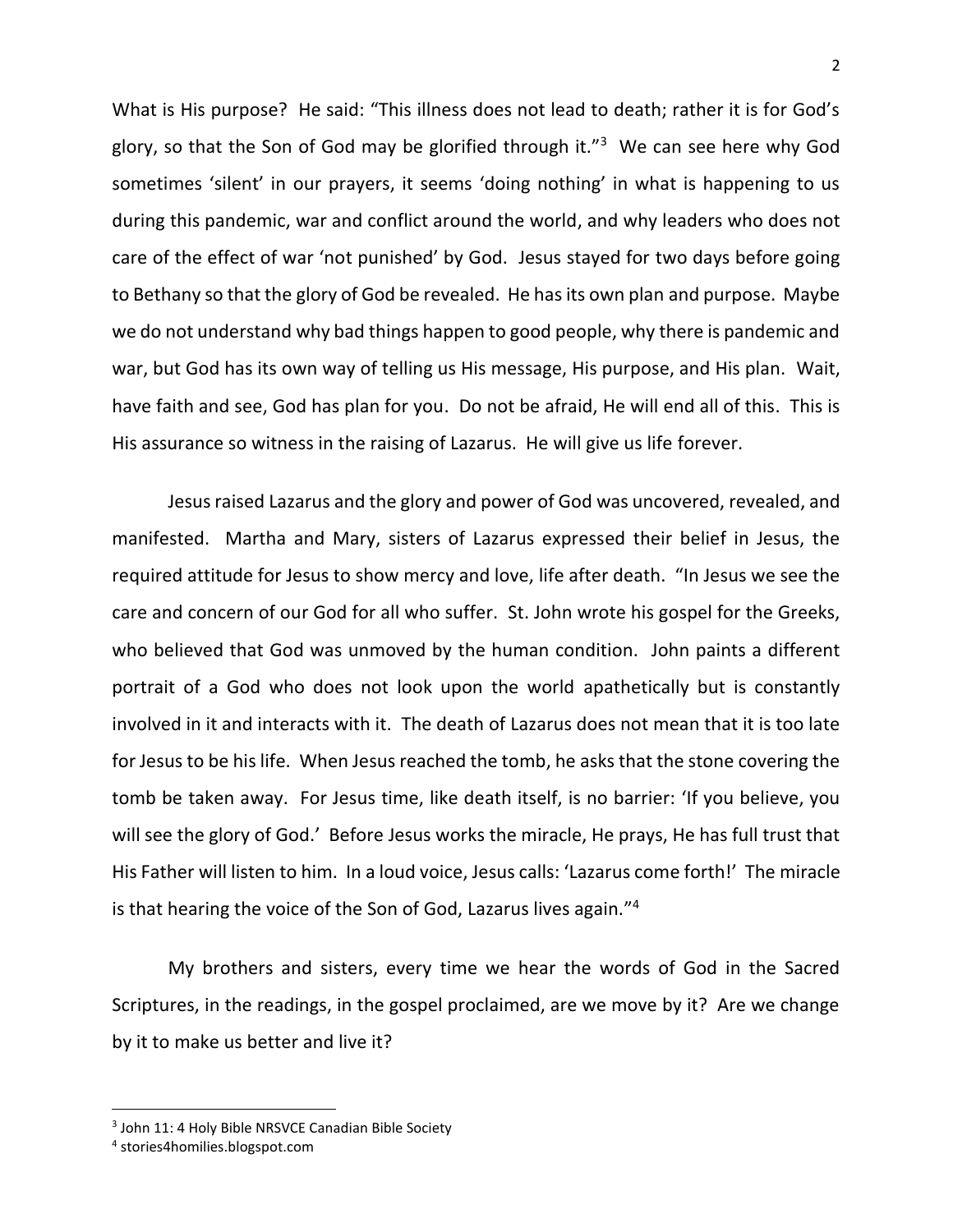What is His purpose? He said: "This illness does not lead to death; rather it is for God's glory, so that the Son of God may be glorified through it."[3] We can see here why God sometimes 'silent' in our prayers, it seems 'doing nothing' in what is happening to us during this pandemic, war and conflict around the world, and why leaders who does not care of the effect of war 'not punished' by God. Jesus stayed for two days before going to Bethany so that the glory of God be revealed. He has its own plan and purpose. Maybe we do not understand why bad things happen to good people, why there is pandemic and war, but God has its own way of telling us His message, His purpose, and His plan. Wait, have faith and see, God has plan for you. Do not be afraid, He will end all of this. This is His assurance so witness in the raising of Lazarus. He will give us life forever.

Jesus raised Lazarus and the glory and power of God was uncovered, revealed, and manifested. Martha and Mary, sisters of Lazarus expressed their belief in Jesus, the required attitude for Jesus to show mercy and love, life after death. "In Jesus we see the care and concern of our God for all who suffer. St. John wrote his gospel for the Greeks, who believed that God was unmoved by the human condition. John paints a different portrait of a God who does not look upon the world apathetically but is constantly involved in it and interacts with it. The death of Lazarus does not mean that it is too late for Jesus to be his life. When Jesus reached the tomb, he asks that the stone covering the tomb be taken away. For Jesus time, like death itself, is no barrier: 'If you believe, you will see the glory of God.' Before Jesus works the miracle, He prays, He has full trust that His Father will listen to him. In a loud voice, Jesus calls: 'Lazarus come forth!' The miracle is that hearing the voice of the Son of God, Lazarus lives again."[4]

My brothers and sisters, every time we hear the words of God in the Sacred Scriptures, in the readings, in the gospel proclaimed, are we move by it? Are we change by it to make us better and live it?

---

[3] John 11: 4 Holy Bible NRSVCE Canadian Bible Society

[4] stories4homilies.blogspot.com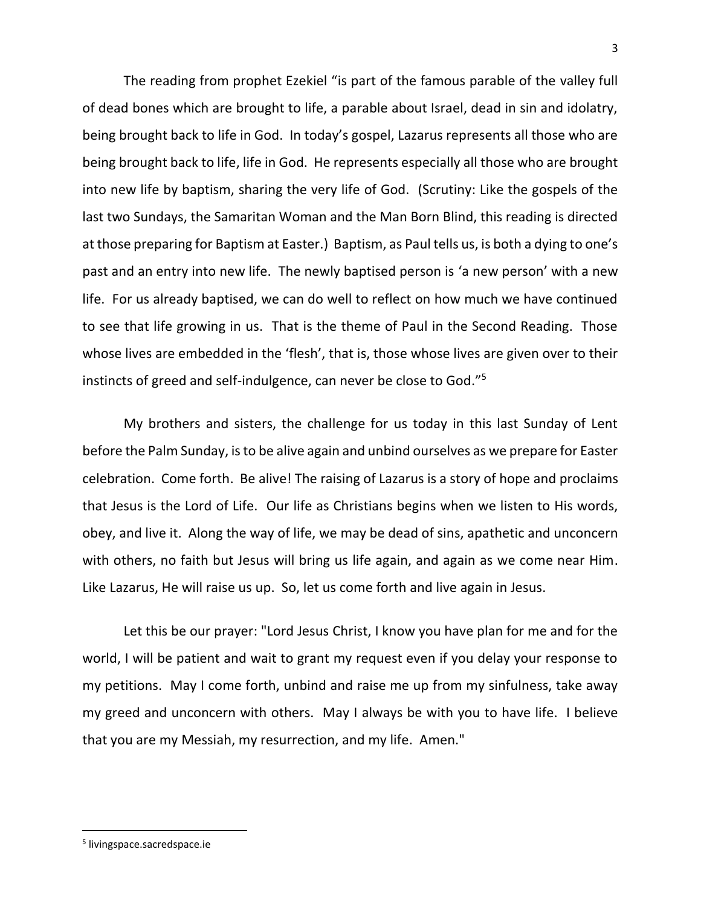The reading from prophet Ezekiel "is part of the famous parable of the valley full of dead bones which are brought to life, a parable about Israel, dead in sin and idolatry, being brought back to life in God. In today's gospel, Lazarus represents all those who are being brought back to life, life in God. He represents especially all those who are brought into new life by baptism, sharing the very life of God. (Scrutiny: Like the gospels of the last two Sundays, the Samaritan Woman and the Man Born Blind, this reading is directed at those preparing for Baptism at Easter.) Baptism, as Paul tells us, is both a dying to one's past and an entry into new life. The newly baptised person is 'a new person' with a new life. For us already baptised, we can do well to reflect on how much we have continued to see that life growing in us. That is the theme of Paul in the Second Reading. Those whose lives are embedded in the 'flesh', that is, those whose lives are given over to their instincts of greed and self-indulgence, can never be close to God."[5]

My brothers and sisters, the challenge for us today in this last Sunday of Lent before the Palm Sunday, is to be alive again and unbind ourselves as we prepare for Easter celebration. Come forth. Be alive! The raising of Lazarus is a story of hope and proclaims that Jesus is the Lord of Life. Our life as Christians begins when we listen to His words, obey, and live it. Along the way of life, we may be dead of sins, apathetic and unconcern with others, no faith but Jesus will bring us life again, and again as we come near Him. Like Lazarus, He will raise us up. So, let us come forth and live again in Jesus.

Let this be our prayer: "Lord Jesus Christ, I know you have plan for me and for the world, I will be patient and wait to grant my request even if you delay your response to my petitions. May I come forth, unbind and raise me up from my sinfulness, take away my greed and unconcern with others. May I always be with you to have life. I believe that you are my Messiah, my resurrection, and my life. Amen."

---

[5] livingspace.sacredspace.ie